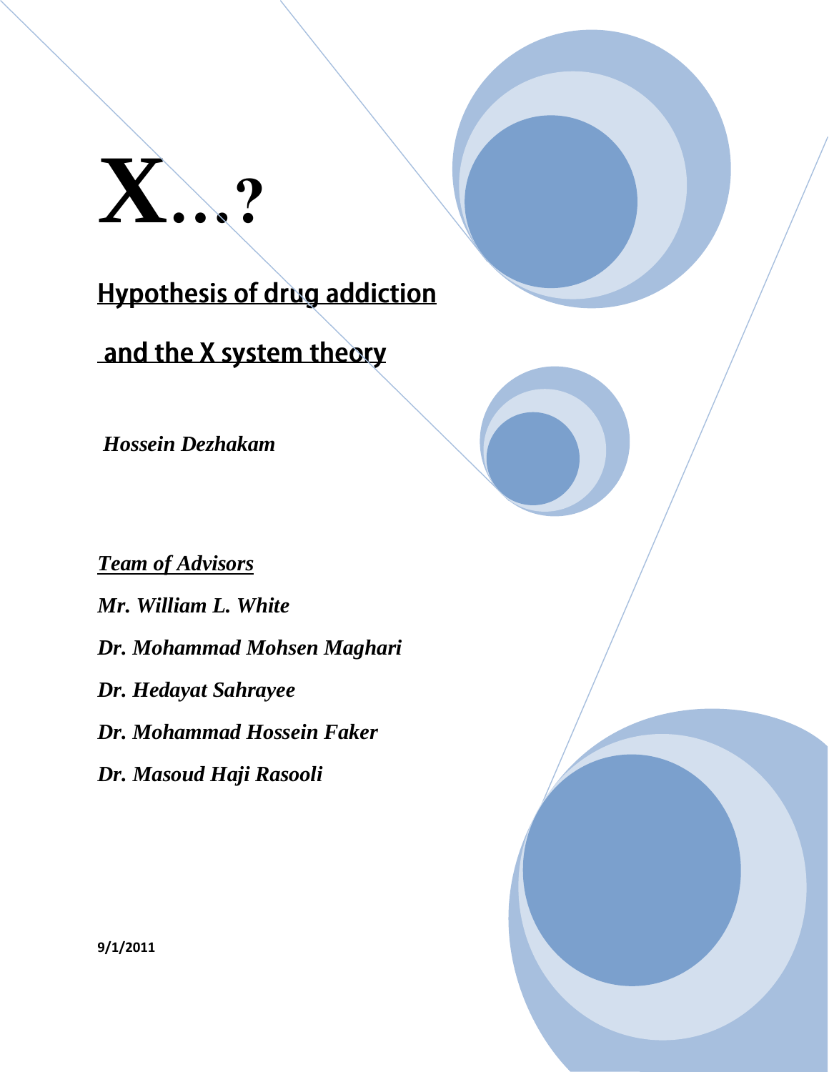# X…?

## Hypothesis of drug addiction and the X system theory

*Hossein Dezhakam*

***Team of Advisors***

***Mr. William L. White***

***Dr. Mohammad Mohsen Maghari***

***Dr. Hedayat Sahrayee***

***Dr. Mohammad Hossein Faker***

***Dr. Masoud Haji Rasooli***

**9/1/2011**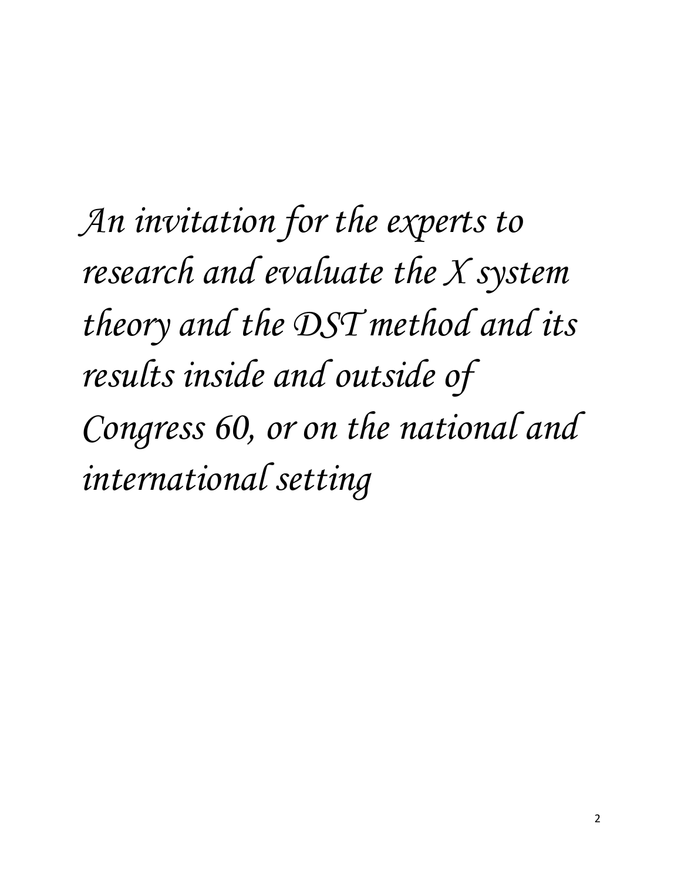*An invitation for the experts to research and evaluate the X system theory and the DST method and its results inside and outside of Congress 60, or on the national and international setting*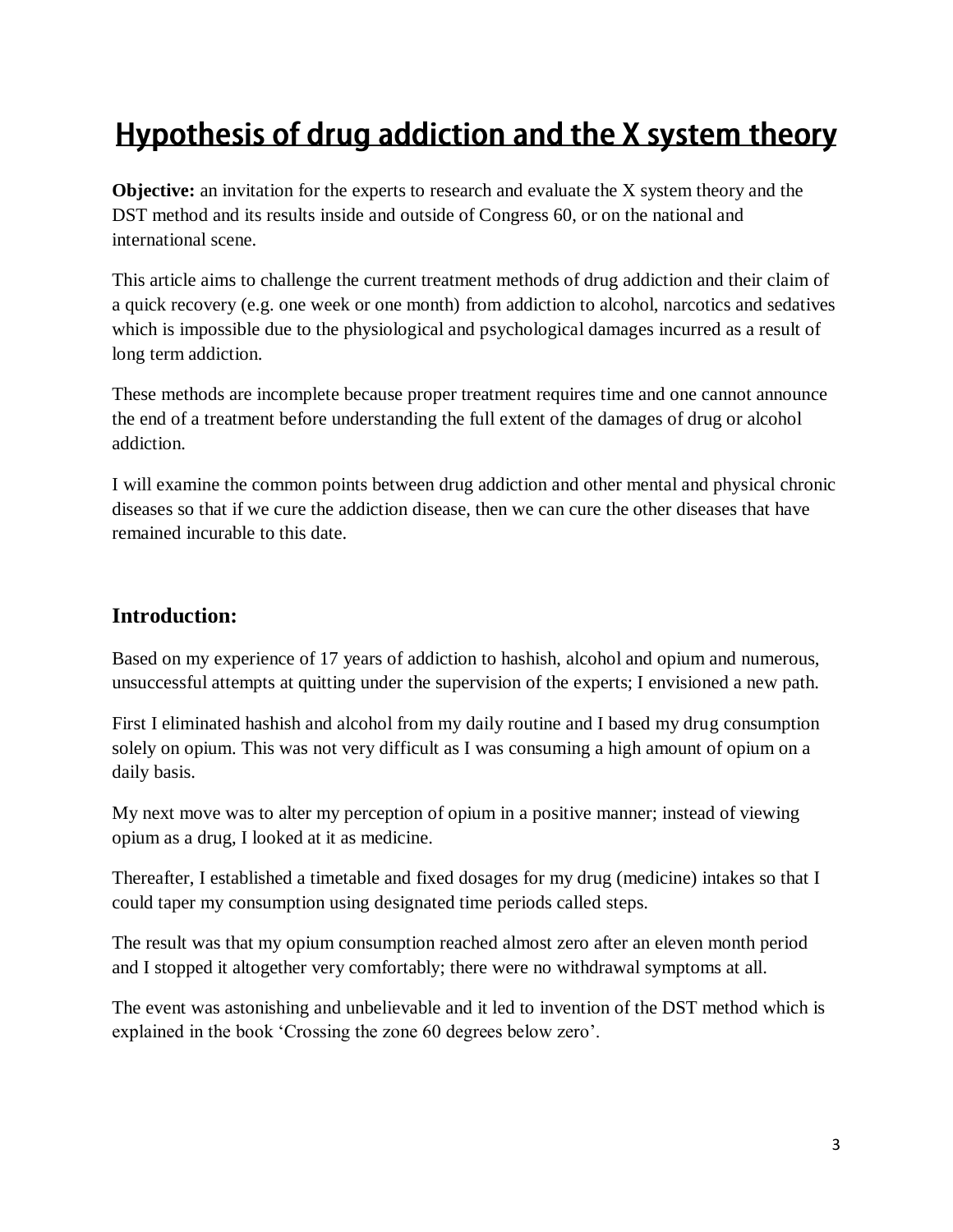# Hypothesis of drug addiction and the X system theory

**Objective:** an invitation for the experts to research and evaluate the X system theory and the DST method and its results inside and outside of Congress 60, or on the national and international scene.

This article aims to challenge the current treatment methods of drug addiction and their claim of a quick recovery (e.g. one week or one month) from addiction to alcohol, narcotics and sedatives which is impossible due to the physiological and psychological damages incurred as a result of long term addiction.

These methods are incomplete because proper treatment requires time and one cannot announce the end of a treatment before understanding the full extent of the damages of drug or alcohol addiction.

I will examine the common points between drug addiction and other mental and physical chronic diseases so that if we cure the addiction disease, then we can cure the other diseases that have remained incurable to this date.

## Introduction:

Based on my experience of 17 years of addiction to hashish, alcohol and opium and numerous, unsuccessful attempts at quitting under the supervision of the experts; I envisioned a new path.

First I eliminated hashish and alcohol from my daily routine and I based my drug consumption solely on opium. This was not very difficult as I was consuming a high amount of opium on a daily basis.

My next move was to alter my perception of opium in a positive manner; instead of viewing opium as a drug, I looked at it as medicine.

Thereafter, I established a timetable and fixed dosages for my drug (medicine) intakes so that I could taper my consumption using designated time periods called steps.

The result was that my opium consumption reached almost zero after an eleven month period and I stopped it altogether very comfortably; there were no withdrawal symptoms at all.

The event was astonishing and unbelievable and it led to invention of the DST method which is explained in the book 'Crossing the zone 60 degrees below zero'.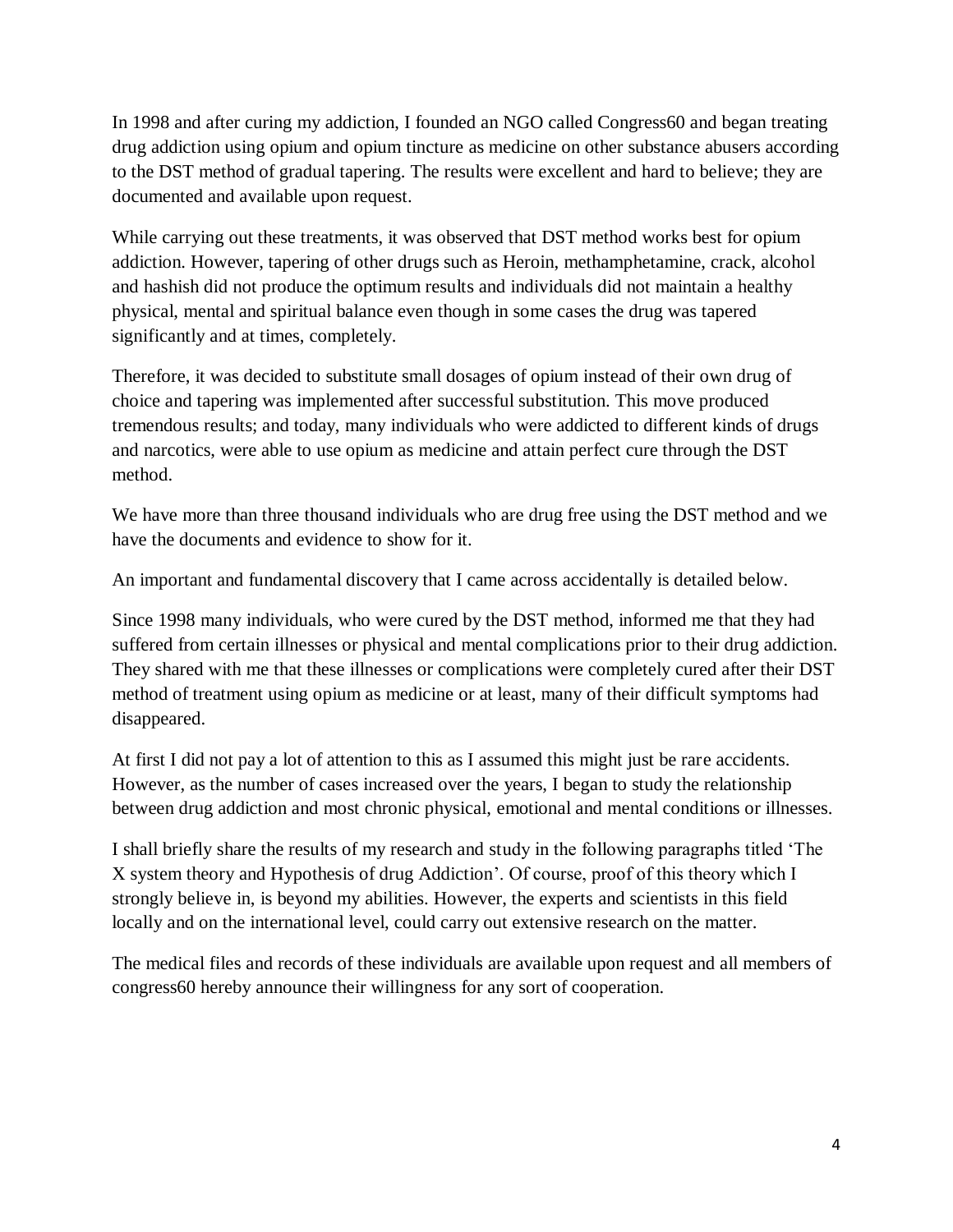In 1998 and after curing my addiction, I founded an NGO called Congress60 and began treating drug addiction using opium and opium tincture as medicine on other substance abusers according to the DST method of gradual tapering. The results were excellent and hard to believe; they are documented and available upon request.

While carrying out these treatments, it was observed that DST method works best for opium addiction. However, tapering of other drugs such as Heroin, methamphetamine, crack, alcohol and hashish did not produce the optimum results and individuals did not maintain a healthy physical, mental and spiritual balance even though in some cases the drug was tapered significantly and at times, completely.

Therefore, it was decided to substitute small dosages of opium instead of their own drug of choice and tapering was implemented after successful substitution. This move produced tremendous results; and today, many individuals who were addicted to different kinds of drugs and narcotics, were able to use opium as medicine and attain perfect cure through the DST method.

We have more than three thousand individuals who are drug free using the DST method and we have the documents and evidence to show for it.

An important and fundamental discovery that I came across accidentally is detailed below.

Since 1998 many individuals, who were cured by the DST method, informed me that they had suffered from certain illnesses or physical and mental complications prior to their drug addiction. They shared with me that these illnesses or complications were completely cured after their DST method of treatment using opium as medicine or at least, many of their difficult symptoms had disappeared.

At first I did not pay a lot of attention to this as I assumed this might just be rare accidents. However, as the number of cases increased over the years, I began to study the relationship between drug addiction and most chronic physical, emotional and mental conditions or illnesses.

I shall briefly share the results of my research and study in the following paragraphs titled 'The X system theory and Hypothesis of drug Addiction'. Of course, proof of this theory which I strongly believe in, is beyond my abilities. However, the experts and scientists in this field locally and on the international level, could carry out extensive research on the matter.

The medical files and records of these individuals are available upon request and all members of congress60 hereby announce their willingness for any sort of cooperation.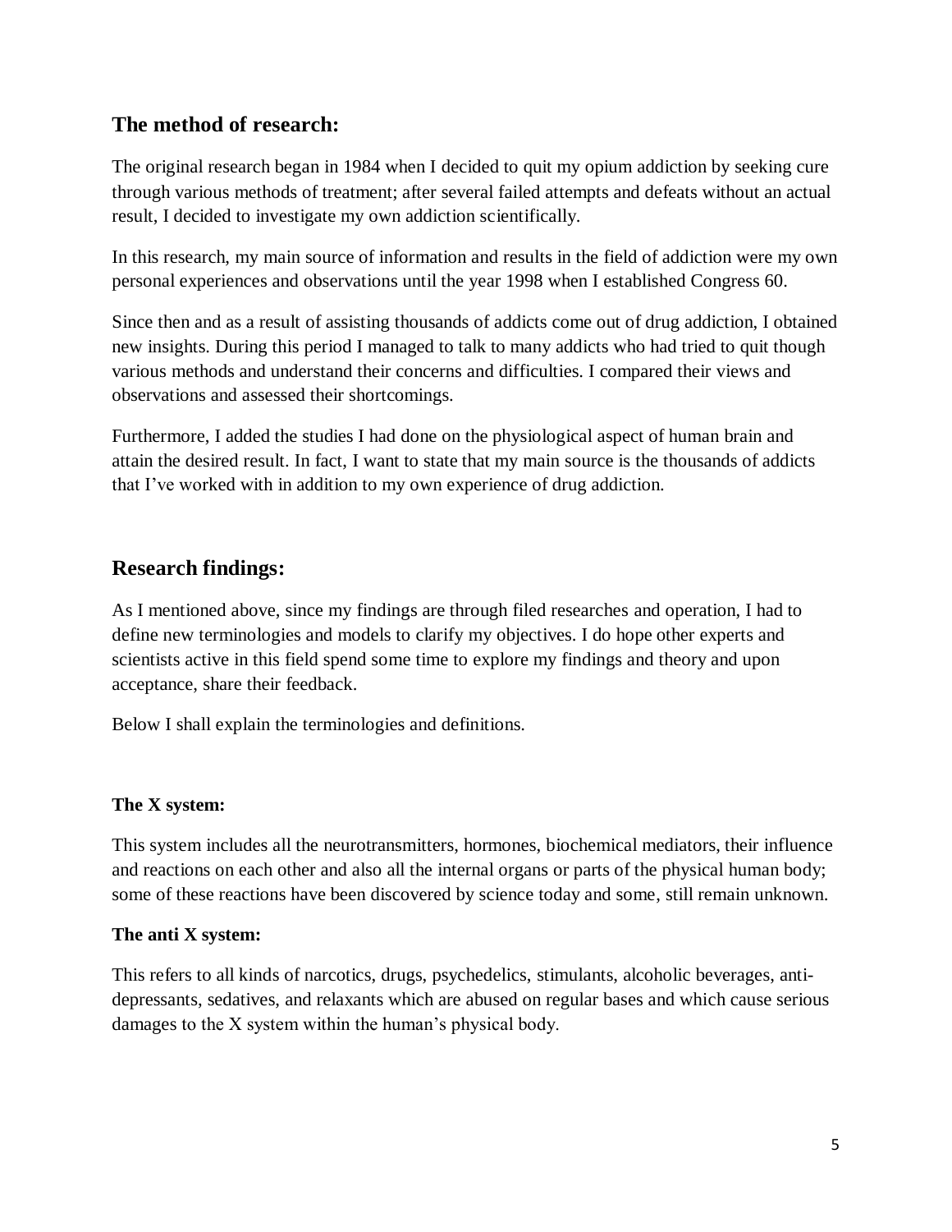## The method of research:

The original research began in 1984 when I decided to quit my opium addiction by seeking cure through various methods of treatment; after several failed attempts and defeats without an actual result, I decided to investigate my own addiction scientifically.

In this research, my main source of information and results in the field of addiction were my own personal experiences and observations until the year 1998 when I established Congress 60.

Since then and as a result of assisting thousands of addicts come out of drug addiction, I obtained new insights. During this period I managed to talk to many addicts who had tried to quit though various methods and understand their concerns and difficulties. I compared their views and observations and assessed their shortcomings.

Furthermore, I added the studies I had done on the physiological aspect of human brain and attain the desired result. In fact, I want to state that my main source is the thousands of addicts that I've worked with in addition to my own experience of drug addiction.

## Research findings:

As I mentioned above, since my findings are through filed researches and operation, I had to define new terminologies and models to clarify my objectives. I do hope other experts and scientists active in this field spend some time to explore my findings and theory and upon acceptance, share their feedback.

Below I shall explain the terminologies and definitions.

**The X system:**

This system includes all the neurotransmitters, hormones, biochemical mediators, their influence and reactions on each other and also all the internal organs or parts of the physical human body; some of these reactions have been discovered by science today and some, still remain unknown.

**The anti X system:**

This refers to all kinds of narcotics, drugs, psychedelics, stimulants, alcoholic beverages, anti-depressants, sedatives, and relaxants which are abused on regular bases and which cause serious damages to the X system within the human's physical body.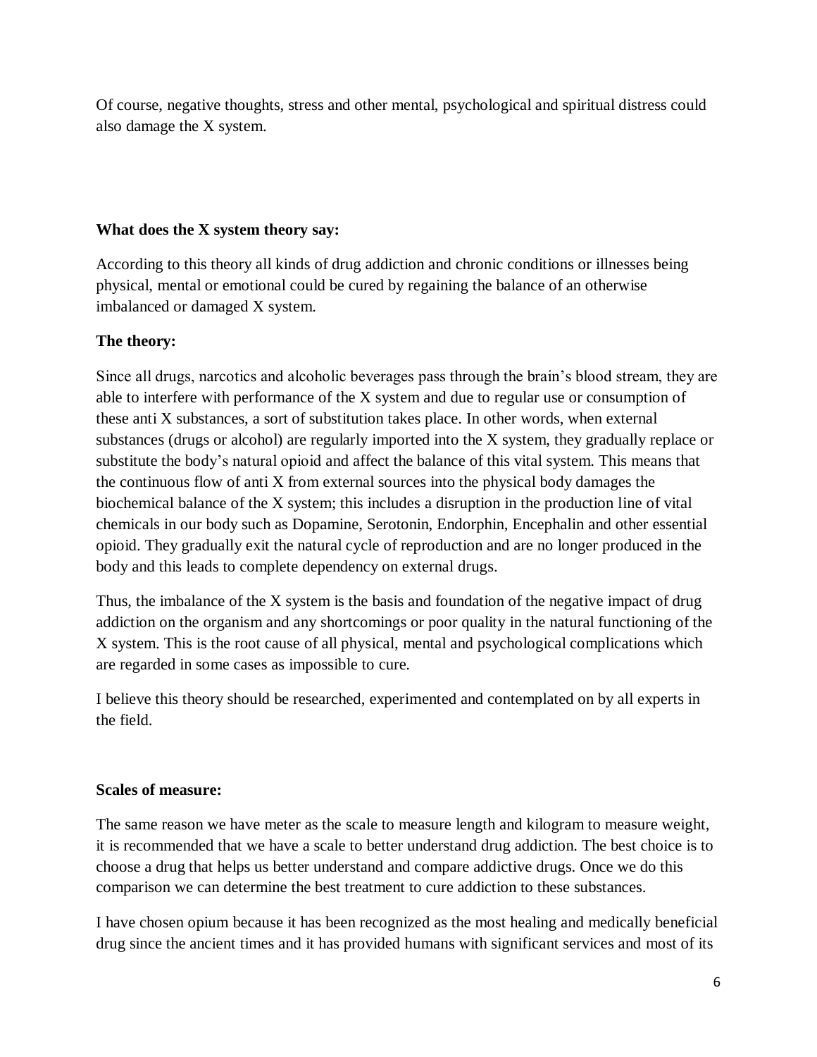Of course, negative thoughts, stress and other mental, psychological and spiritual distress could also damage the X system.

**What does the X system theory say:**

According to this theory all kinds of drug addiction and chronic conditions or illnesses being physical, mental or emotional could be cured by regaining the balance of an otherwise imbalanced or damaged X system.

**The theory:**

Since all drugs, narcotics and alcoholic beverages pass through the brain's blood stream, they are able to interfere with performance of the X system and due to regular use or consumption of these anti X substances, a sort of substitution takes place. In other words, when external substances (drugs or alcohol) are regularly imported into the X system, they gradually replace or substitute the body's natural opioid and affect the balance of this vital system. This means that the continuous flow of anti X from external sources into the physical body damages the biochemical balance of the X system; this includes a disruption in the production line of vital chemicals in our body such as Dopamine, Serotonin, Endorphin, Encephalin and other essential opioid. They gradually exit the natural cycle of reproduction and are no longer produced in the body and this leads to complete dependency on external drugs.

Thus, the imbalance of the X system is the basis and foundation of the negative impact of drug addiction on the organism and any shortcomings or poor quality in the natural functioning of the X system. This is the root cause of all physical, mental and psychological complications which are regarded in some cases as impossible to cure.

I believe this theory should be researched, experimented and contemplated on by all experts in the field.

**Scales of measure:**

The same reason we have meter as the scale to measure length and kilogram to measure weight, it is recommended that we have a scale to better understand drug addiction. The best choice is to choose a drug that helps us better understand and compare addictive drugs. Once we do this comparison we can determine the best treatment to cure addiction to these substances.

I have chosen opium because it has been recognized as the most healing and medically beneficial drug since the ancient times and it has provided humans with significant services and most of its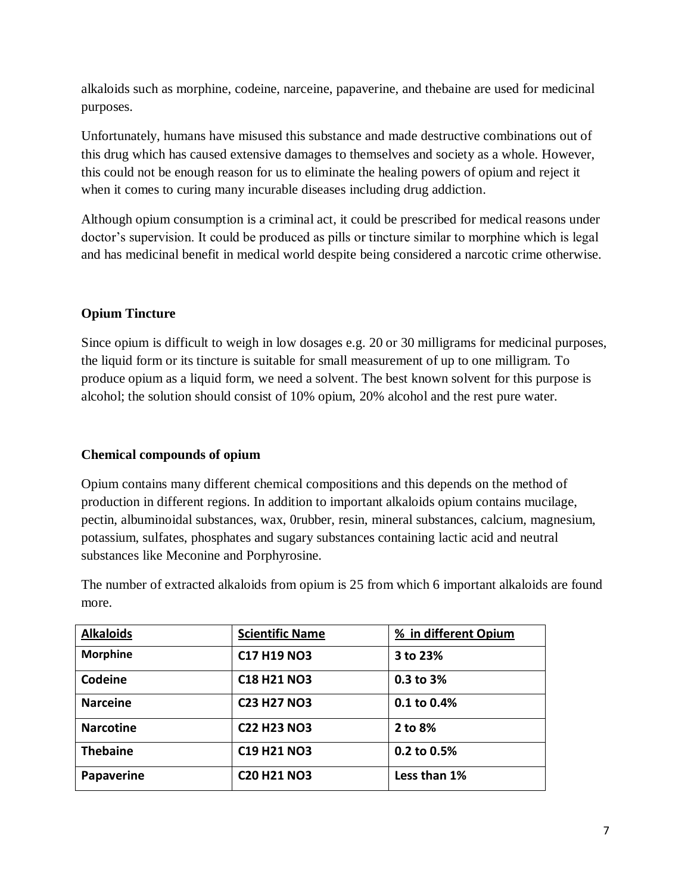alkaloids such as morphine, codeine, narceine, papaverine, and thebaine are used for medicinal purposes.

Unfortunately, humans have misused this substance and made destructive combinations out of this drug which has caused extensive damages to themselves and society as a whole. However, this could not be enough reason for us to eliminate the healing powers of opium and reject it when it comes to curing many incurable diseases including drug addiction.

Although opium consumption is a criminal act, it could be prescribed for medical reasons under doctor's supervision. It could be produced as pills or tincture similar to morphine which is legal and has medicinal benefit in medical world despite being considered a narcotic crime otherwise.

### Opium Tincture

Since opium is difficult to weigh in low dosages e.g. 20 or 30 milligrams for medicinal purposes, the liquid form or its tincture is suitable for small measurement of up to one milligram. To produce opium as a liquid form, we need a solvent. The best known solvent for this purpose is alcohol; the solution should consist of 10% opium, 20% alcohol and the rest pure water.

### Chemical compounds of opium

Opium contains many different chemical compositions and this depends on the method of production in different regions. In addition to important alkaloids opium contains mucilage, pectin, albuminoidal substances, wax, 0rubber, resin, mineral substances, calcium, magnesium, potassium, sulfates, phosphates and sugary substances containing lactic acid and neutral substances like Meconine and Porphyrosine.

The number of extracted alkaloids from opium is 25 from which 6 important alkaloids are found more.

| **Alkaloids** | **Scientific Name** | **% in different Opium** |
|---|---|---|
| **Morphine** | **C17 H19 NO3** | **3 to 23%** |
| **Codeine** | **C18 H21 NO3** | **0.3 to 3%** |
| **Narceine** | **C23 H27 NO3** | **0.1 to 0.4%** |
| **Narcotine** | **C22 H23 NO3** | **2 to 8%** |
| **Thebaine** | **C19 H21 NO3** | **0.2 to 0.5%** |
| **Papaverine** | **C20 H21 NO3** | **Less than 1%** |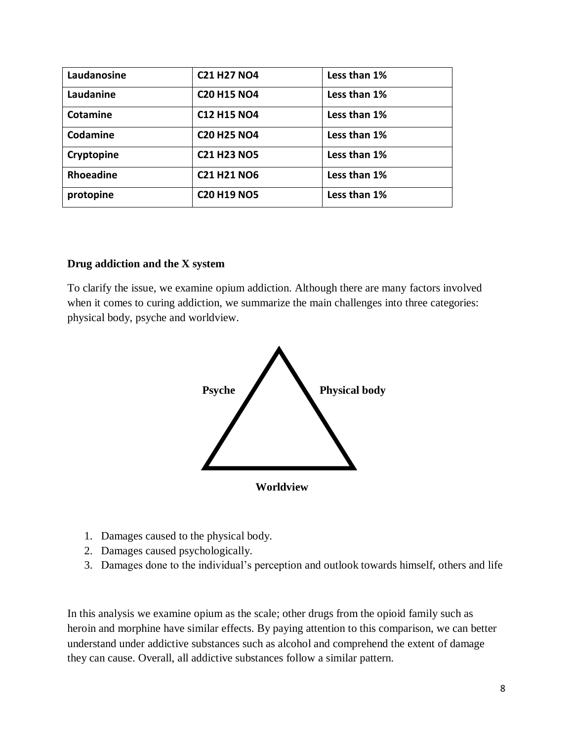| | | |
|---|---|---|
| **Laudanosine** | **$C_{21}H_{27}NO_4$** | **Less than 1%** |
| **Laudanine** | **$C_{20}H_{15}NO_4$** | **Less than 1%** |
| **Cotamine** | **$C_{12}H_{15}NO_4$** | **Less than 1%** |
| **Codamine** | **$C_{20}H_{25}NO_4$** | **Less than 1%** |
| **Cryptopine** | **$C_{21}H_{23}NO_5$** | **Less than 1%** |
| **Rhoeadine** | **$C_{21}H_{21}NO_6$** | **Less than 1%** |
| **protopine** | **$C_{20}H_{19}NO_5$** | **Less than 1%** |

**Drug addiction and the X system**

To clarify the issue, we examine opium addiction. Although there are many factors involved when it comes to curing addiction, we summarize the main challenges into three categories: physical body, psyche and worldview.

**Psyche**

**Physical body**

**Worldview**

1. Damages caused to the physical body.
2. Damages caused psychologically.
3. Damages done to the individual's perception and outlook towards himself, others and life

In this analysis we examine opium as the scale; other drugs from the opioid family such as heroin and morphine have similar effects. By paying attention to this comparison, we can better understand under addictive substances such as alcohol and comprehend the extent of damage they can cause. Overall, all addictive substances follow a similar pattern.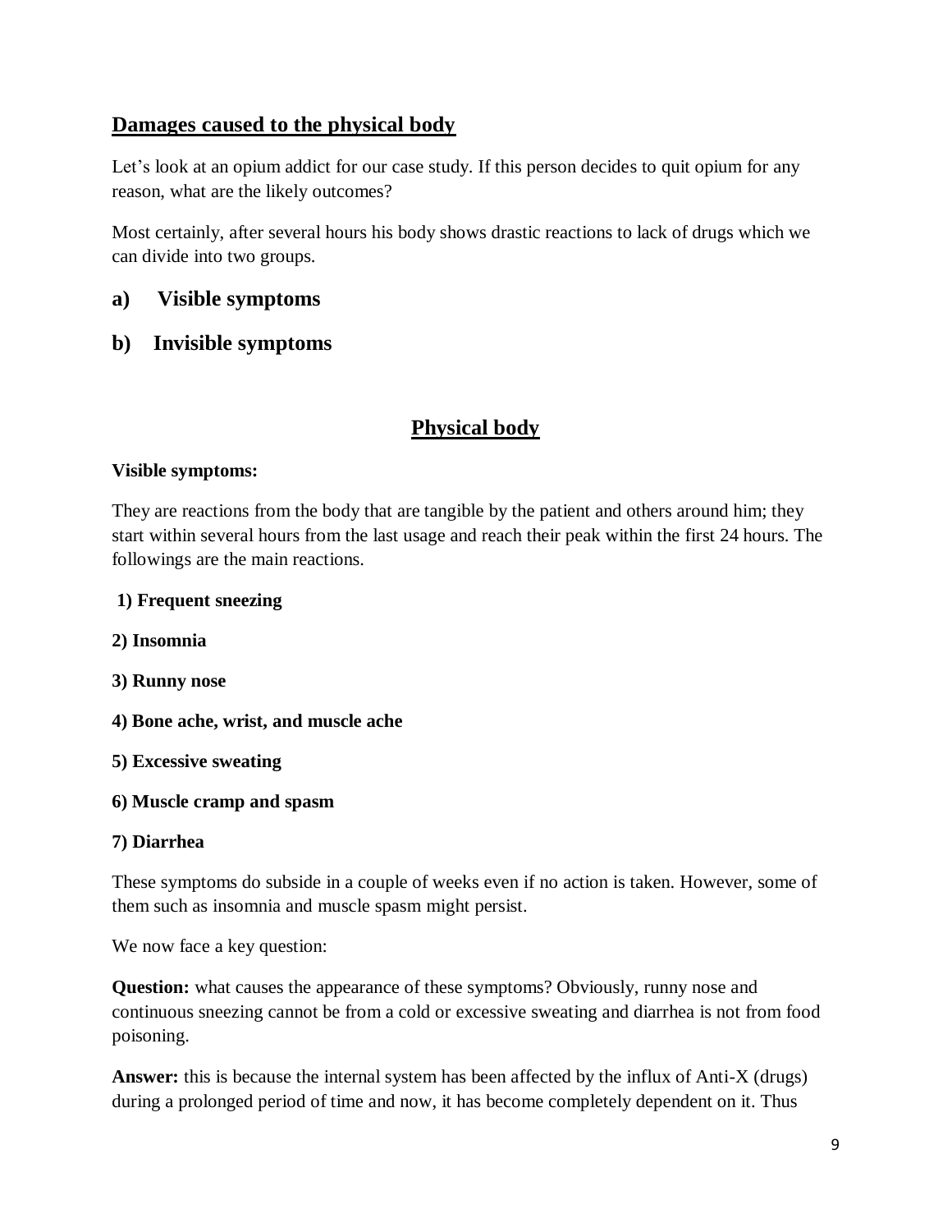## Damages caused to the physical body

Let's look at an opium addict for our case study. If this person decides to quit opium for any reason, what are the likely outcomes?

Most certainly, after several hours his body shows drastic reactions to lack of drugs which we can divide into two groups.

### a) Visible symptoms

### b) Invisible symptoms

## Physical body

**Visible symptoms:**

They are reactions from the body that are tangible by the patient and others around him; they start within several hours from the last usage and reach their peak within the first 24 hours. The followings are the main reactions.

**1) Frequent sneezing**

**2) Insomnia**

**3) Runny nose**

**4) Bone ache, wrist, and muscle ache**

**5) Excessive sweating**

**6) Muscle cramp and spasm**

**7) Diarrhea**

These symptoms do subside in a couple of weeks even if no action is taken. However, some of them such as insomnia and muscle spasm might persist.

We now face a key question:

**Question:** what causes the appearance of these symptoms? Obviously, runny nose and continuous sneezing cannot be from a cold or excessive sweating and diarrhea is not from food poisoning.

**Answer:** this is because the internal system has been affected by the influx of Anti-X (drugs) during a prolonged period of time and now, it has become completely dependent on it. Thus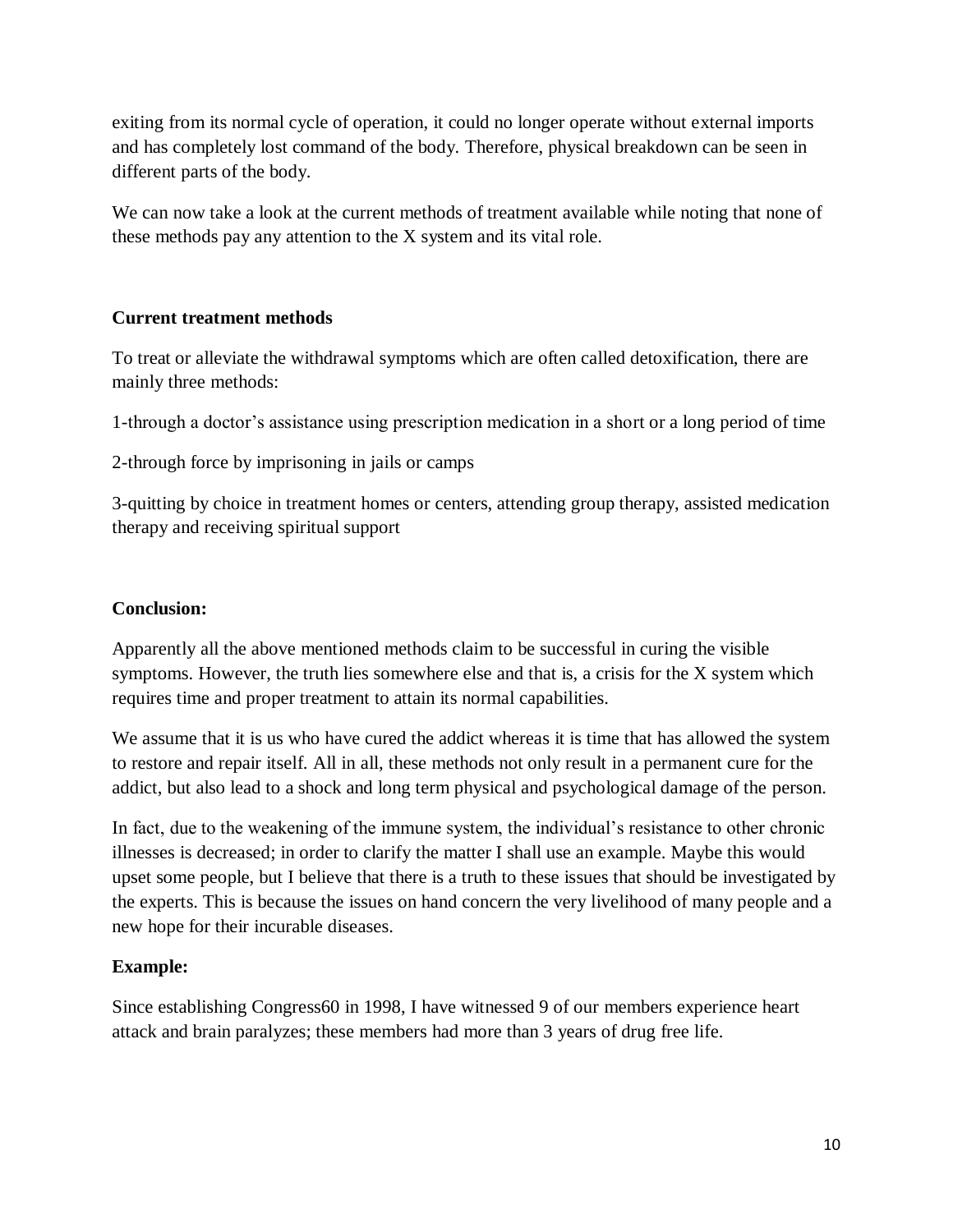exiting from its normal cycle of operation, it could no longer operate without external imports and has completely lost command of the body. Therefore, physical breakdown can be seen in different parts of the body.

We can now take a look at the current methods of treatment available while noting that none of these methods pay any attention to the X system and its vital role.

**Current treatment methods**

To treat or alleviate the withdrawal symptoms which are often called detoxification, there are mainly three methods:

1-through a doctor's assistance using prescription medication in a short or a long period of time

2-through force by imprisoning in jails or camps

3-quitting by choice in treatment homes or centers, attending group therapy, assisted medication therapy and receiving spiritual support

**Conclusion:**

Apparently all the above mentioned methods claim to be successful in curing the visible symptoms. However, the truth lies somewhere else and that is, a crisis for the X system which requires time and proper treatment to attain its normal capabilities.

We assume that it is us who have cured the addict whereas it is time that has allowed the system to restore and repair itself. All in all, these methods not only result in a permanent cure for the addict, but also lead to a shock and long term physical and psychological damage of the person.

In fact, due to the weakening of the immune system, the individual's resistance to other chronic illnesses is decreased; in order to clarify the matter I shall use an example. Maybe this would upset some people, but I believe that there is a truth to these issues that should be investigated by the experts. This is because the issues on hand concern the very livelihood of many people and a new hope for their incurable diseases.

**Example:**

Since establishing Congress60 in 1998, I have witnessed 9 of our members experience heart attack and brain paralyzes; these members had more than 3 years of drug free life.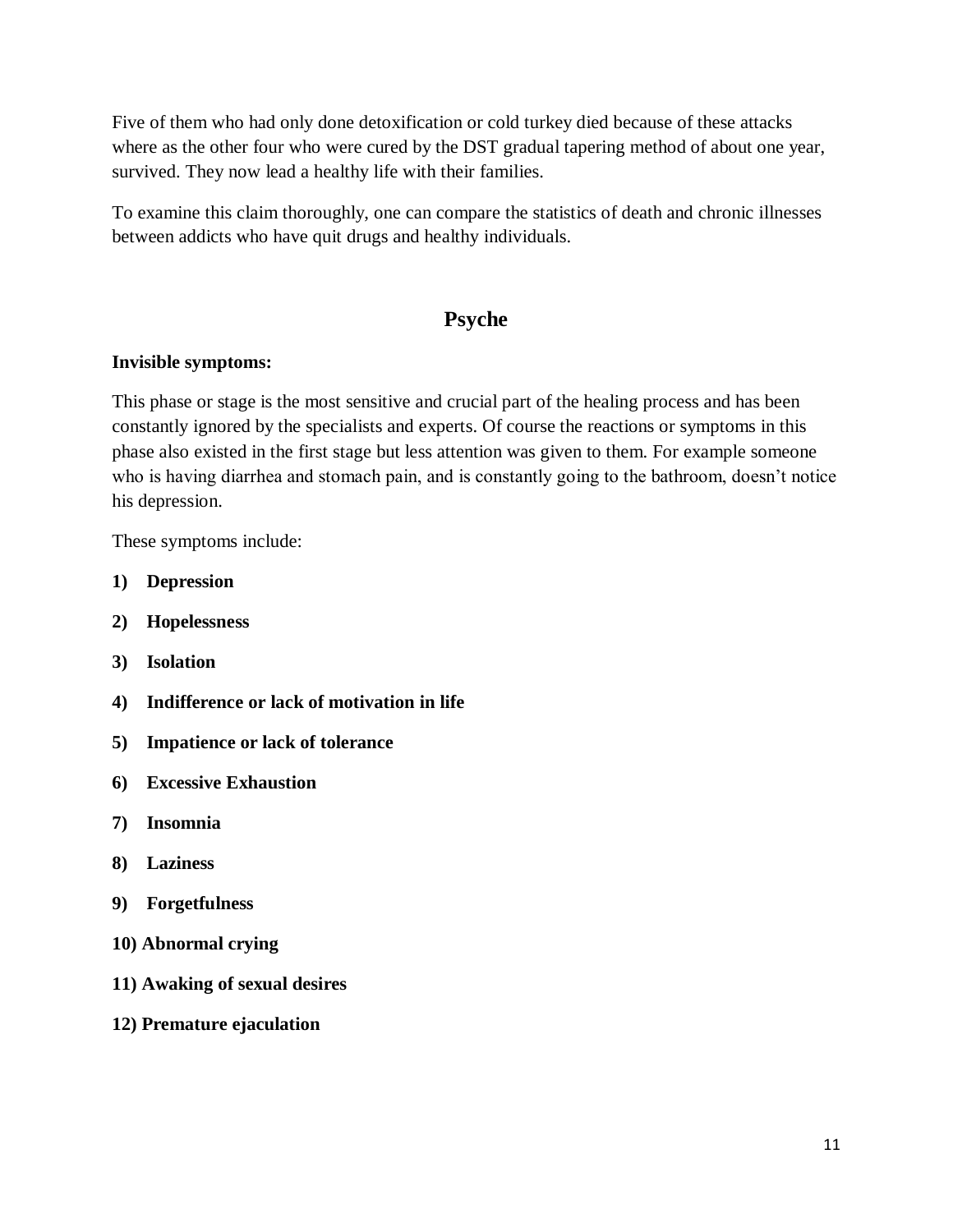Five of them who had only done detoxification or cold turkey died because of these attacks where as the other four who were cured by the DST gradual tapering method of about one year, survived. They now lead a healthy life with their families.

To examine this claim thoroughly, one can compare the statistics of death and chronic illnesses between addicts who have quit drugs and healthy individuals.

## Psyche

**Invisible symptoms:**

This phase or stage is the most sensitive and crucial part of the healing process and has been constantly ignored by the specialists and experts. Of course the reactions or symptoms in this phase also existed in the first stage but less attention was given to them. For example someone who is having diarrhea and stomach pain, and is constantly going to the bathroom, doesn't notice his depression.

These symptoms include:

1) **Depression**
2) **Hopelessness**
3) **Isolation**
4) **Indifference or lack of motivation in life**
5) **Impatience or lack of tolerance**
6) **Excessive Exhaustion**
7) **Insomnia**
8) **Laziness**
9) **Forgetfulness**
10) **Abnormal crying**
11) **Awaking of sexual desires**
12) **Premature ejaculation**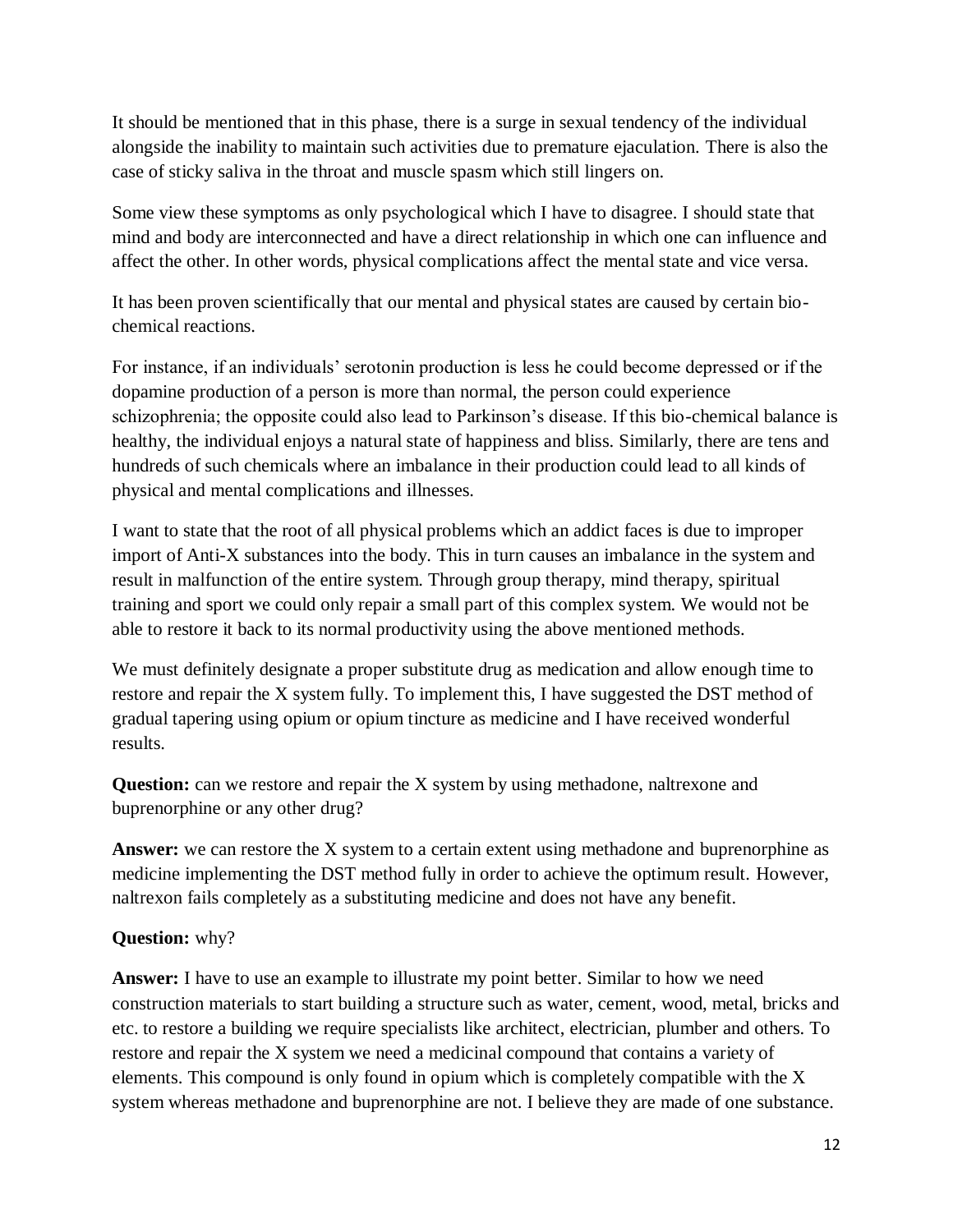It should be mentioned that in this phase, there is a surge in sexual tendency of the individual alongside the inability to maintain such activities due to premature ejaculation. There is also the case of sticky saliva in the throat and muscle spasm which still lingers on.

Some view these symptoms as only psychological which I have to disagree. I should state that mind and body are interconnected and have a direct relationship in which one can influence and affect the other. In other words, physical complications affect the mental state and vice versa.

It has been proven scientifically that our mental and physical states are caused by certain bio-chemical reactions.

For instance, if an individuals' serotonin production is less he could become depressed or if the dopamine production of a person is more than normal, the person could experience schizophrenia; the opposite could also lead to Parkinson's disease. If this bio-chemical balance is healthy, the individual enjoys a natural state of happiness and bliss. Similarly, there are tens and hundreds of such chemicals where an imbalance in their production could lead to all kinds of physical and mental complications and illnesses.

I want to state that the root of all physical problems which an addict faces is due to improper import of Anti-X substances into the body. This in turn causes an imbalance in the system and result in malfunction of the entire system. Through group therapy, mind therapy, spiritual training and sport we could only repair a small part of this complex system. We would not be able to restore it back to its normal productivity using the above mentioned methods.

We must definitely designate a proper substitute drug as medication and allow enough time to restore and repair the X system fully. To implement this, I have suggested the DST method of gradual tapering using opium or opium tincture as medicine and I have received wonderful results.

**Question:** can we restore and repair the X system by using methadone, naltrexone and buprenorphine or any other drug?

**Answer:** we can restore the X system to a certain extent using methadone and buprenorphine as medicine implementing the DST method fully in order to achieve the optimum result. However, naltrexon fails completely as a substituting medicine and does not have any benefit.

**Question:** why?

**Answer:** I have to use an example to illustrate my point better. Similar to how we need construction materials to start building a structure such as water, cement, wood, metal, bricks and etc. to restore a building we require specialists like architect, electrician, plumber and others. To restore and repair the X system we need a medicinal compound that contains a variety of elements. This compound is only found in opium which is completely compatible with the X system whereas methadone and buprenorphine are not. I believe they are made of one substance.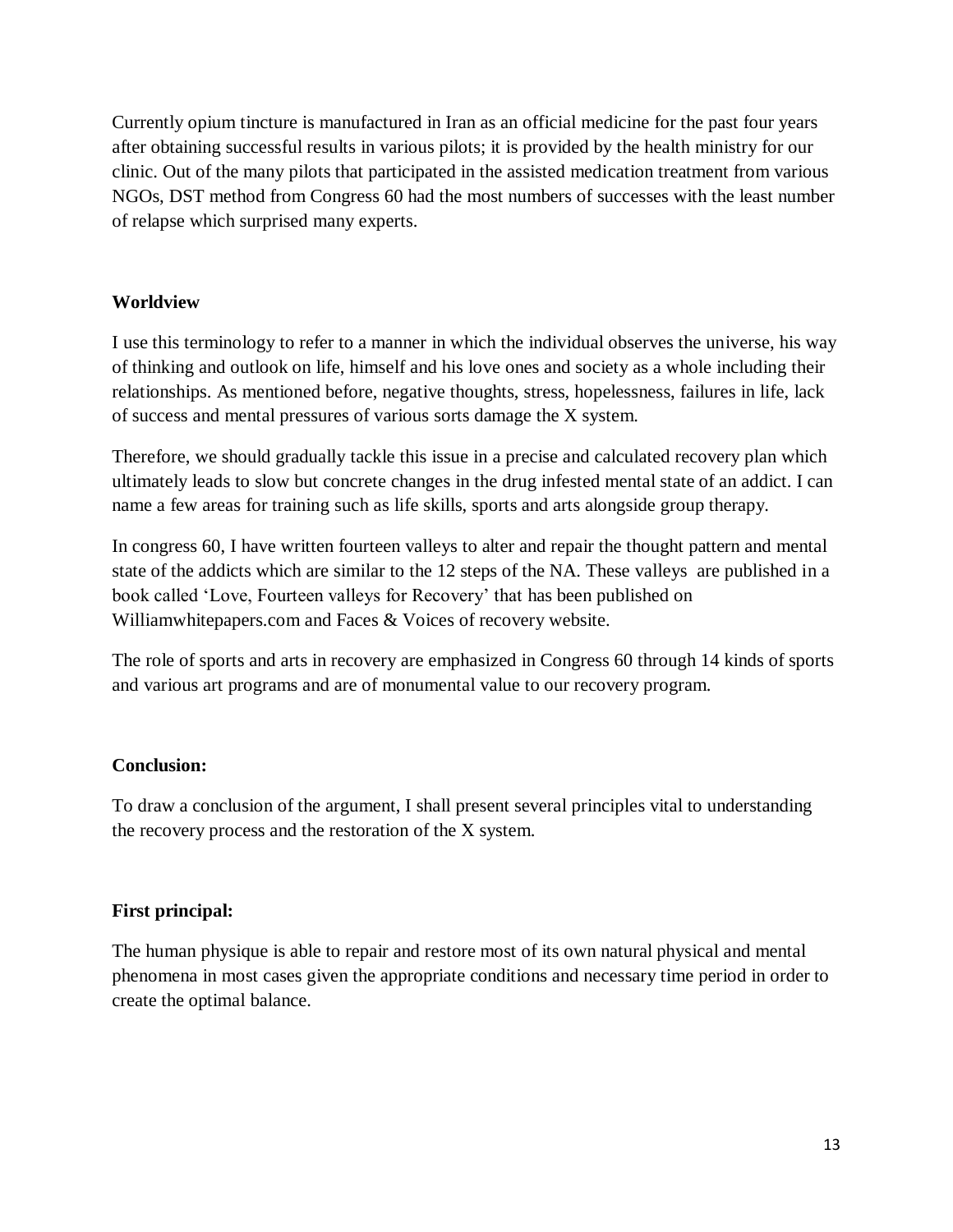Currently opium tincture is manufactured in Iran as an official medicine for the past four years after obtaining successful results in various pilots; it is provided by the health ministry for our clinic. Out of the many pilots that participated in the assisted medication treatment from various NGOs, DST method from Congress 60 had the most numbers of successes with the least number of relapse which surprised many experts.

**Worldview**

I use this terminology to refer to a manner in which the individual observes the universe, his way of thinking and outlook on life, himself and his love ones and society as a whole including their relationships. As mentioned before, negative thoughts, stress, hopelessness, failures in life, lack of success and mental pressures of various sorts damage the X system.

Therefore, we should gradually tackle this issue in a precise and calculated recovery plan which ultimately leads to slow but concrete changes in the drug infested mental state of an addict. I can name a few areas for training such as life skills, sports and arts alongside group therapy.

In congress 60, I have written fourteen valleys to alter and repair the thought pattern and mental state of the addicts which are similar to the 12 steps of the NA. These valleys are published in a book called 'Love, Fourteen valleys for Recovery' that has been published on Williamwhitepapers.com and Faces & Voices of recovery website.

The role of sports and arts in recovery are emphasized in Congress 60 through 14 kinds of sports and various art programs and are of monumental value to our recovery program.

**Conclusion:**

To draw a conclusion of the argument, I shall present several principles vital to understanding the recovery process and the restoration of the X system.

**First principal:**

The human physique is able to repair and restore most of its own natural physical and mental phenomena in most cases given the appropriate conditions and necessary time period in order to create the optimal balance.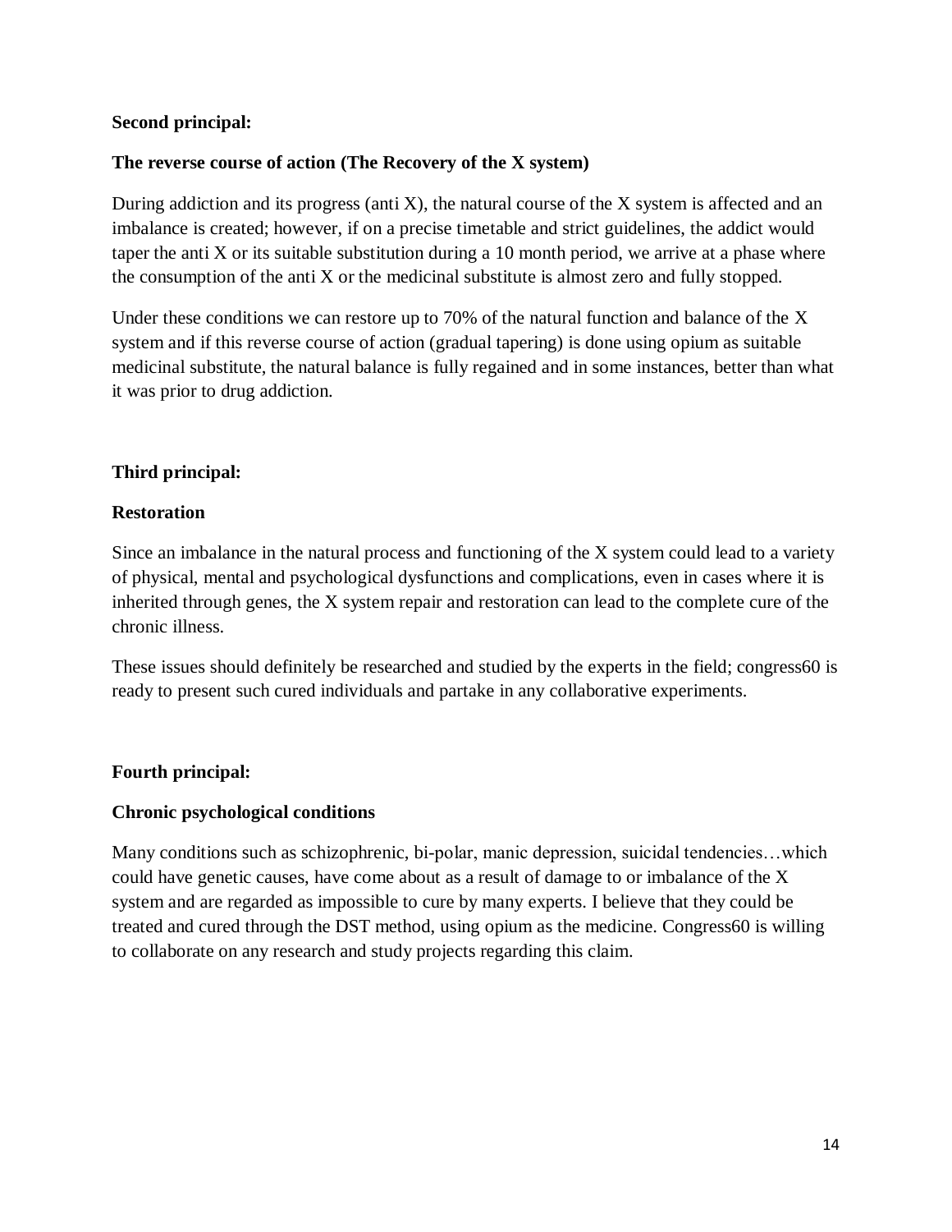**Second principal:**

**The reverse course of action (The Recovery of the X system)**

During addiction and its progress (anti X), the natural course of the X system is affected and an imbalance is created; however, if on a precise timetable and strict guidelines, the addict would taper the anti X or its suitable substitution during a 10 month period, we arrive at a phase where the consumption of the anti X or the medicinal substitute is almost zero and fully stopped.

Under these conditions we can restore up to 70% of the natural function and balance of the X system and if this reverse course of action (gradual tapering) is done using opium as suitable medicinal substitute, the natural balance is fully regained and in some instances, better than what it was prior to drug addiction.

**Third principal:**

**Restoration**

Since an imbalance in the natural process and functioning of the X system could lead to a variety of physical, mental and psychological dysfunctions and complications, even in cases where it is inherited through genes, the X system repair and restoration can lead to the complete cure of the chronic illness.

These issues should definitely be researched and studied by the experts in the field; congress60 is ready to present such cured individuals and partake in any collaborative experiments.

**Fourth principal:**

**Chronic psychological conditions**

Many conditions such as schizophrenic, bi-polar, manic depression, suicidal tendencies…which could have genetic causes, have come about as a result of damage to or imbalance of the X system and are regarded as impossible to cure by many experts. I believe that they could be treated and cured through the DST method, using opium as the medicine. Congress60 is willing to collaborate on any research and study projects regarding this claim.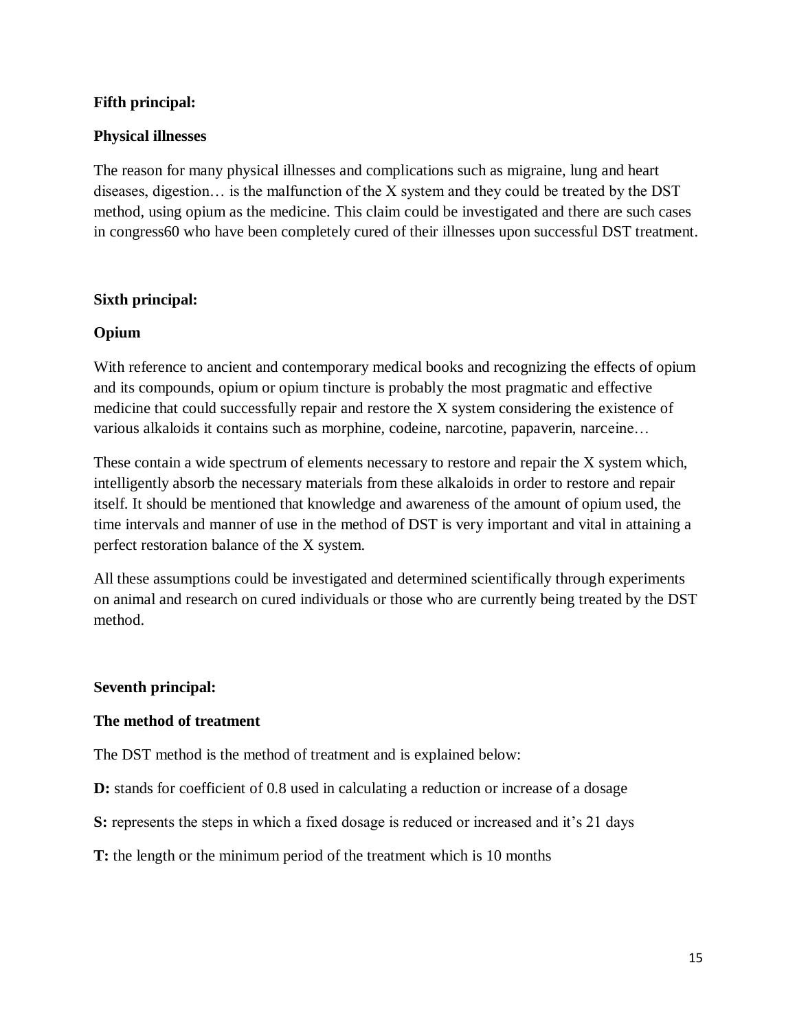**Fifth principal:**

**Physical illnesses**

The reason for many physical illnesses and complications such as migraine, lung and heart diseases, digestion… is the malfunction of the X system and they could be treated by the DST method, using opium as the medicine. This claim could be investigated and there are such cases in congress60 who have been completely cured of their illnesses upon successful DST treatment.

**Sixth principal:**

**Opium**

With reference to ancient and contemporary medical books and recognizing the effects of opium and its compounds, opium or opium tincture is probably the most pragmatic and effective medicine that could successfully repair and restore the X system considering the existence of various alkaloids it contains such as morphine, codeine, narcotine, papaverin, narceine…

These contain a wide spectrum of elements necessary to restore and repair the X system which, intelligently absorb the necessary materials from these alkaloids in order to restore and repair itself. It should be mentioned that knowledge and awareness of the amount of opium used, the time intervals and manner of use in the method of DST is very important and vital in attaining a perfect restoration balance of the X system.

All these assumptions could be investigated and determined scientifically through experiments on animal and research on cured individuals or those who are currently being treated by the DST method.

**Seventh principal:**

**The method of treatment**

The DST method is the method of treatment and is explained below:

**D:** stands for coefficient of 0.8 used in calculating a reduction or increase of a dosage

**S:** represents the steps in which a fixed dosage is reduced or increased and it's 21 days

**T:** the length or the minimum period of the treatment which is 10 months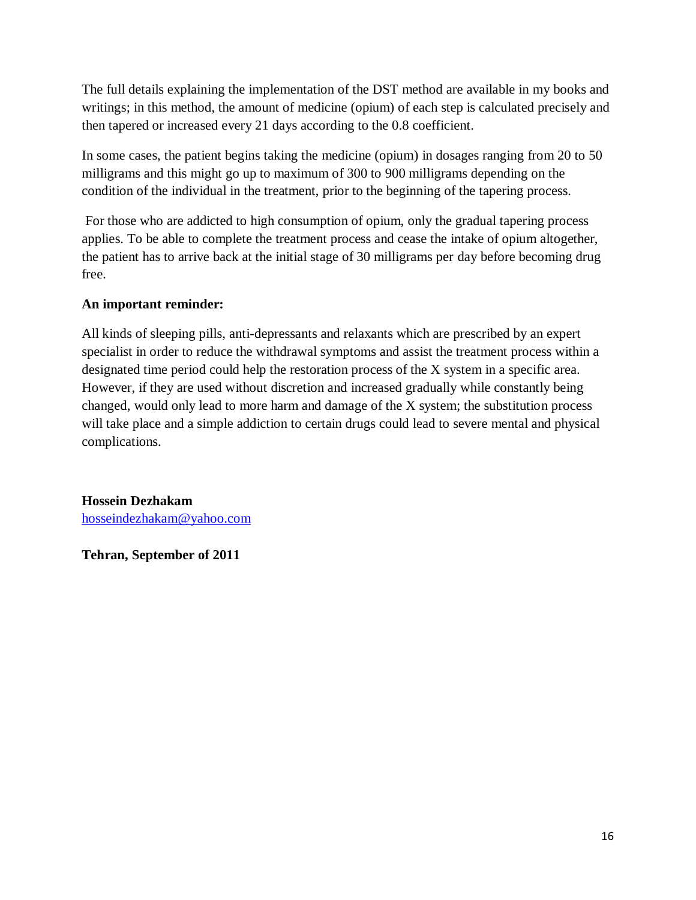The full details explaining the implementation of the DST method are available in my books and writings; in this method, the amount of medicine (opium) of each step is calculated precisely and then tapered or increased every 21 days according to the 0.8 coefficient.

In some cases, the patient begins taking the medicine (opium) in dosages ranging from 20 to 50 milligrams and this might go up to maximum of 300 to 900 milligrams depending on the condition of the individual in the treatment, prior to the beginning of the tapering process.

For those who are addicted to high consumption of opium, only the gradual tapering process applies. To be able to complete the treatment process and cease the intake of opium altogether, the patient has to arrive back at the initial stage of 30 milligrams per day before becoming drug free.

**An important reminder:**

All kinds of sleeping pills, anti-depressants and relaxants which are prescribed by an expert specialist in order to reduce the withdrawal symptoms and assist the treatment process within a designated time period could help the restoration process of the X system in a specific area. However, if they are used without discretion and increased gradually while constantly being changed, would only lead to more harm and damage of the X system; the substitution process will take place and a simple addiction to certain drugs could lead to severe mental and physical complications.

**Hossein Dezhakam**
hosseindezhakam@yahoo.com

**Tehran, September of 2011**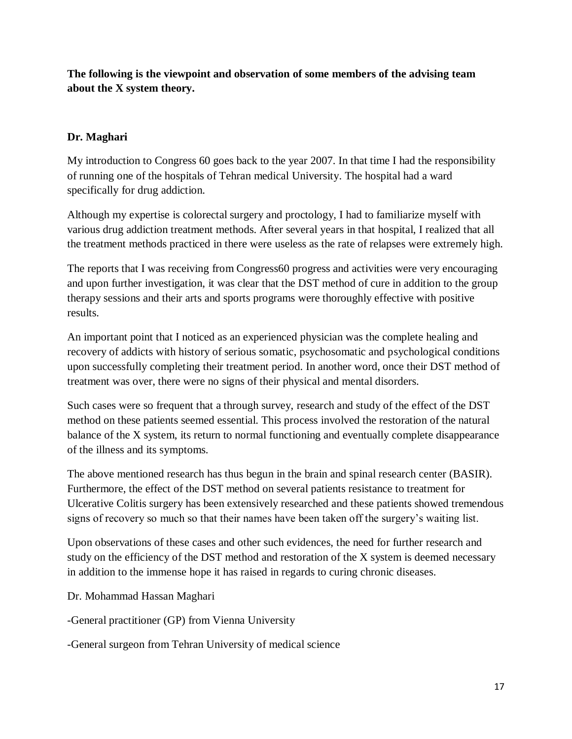**The following is the viewpoint and observation of some members of the advising team about the X system theory.**

**Dr. Maghari**

My introduction to Congress 60 goes back to the year 2007. In that time I had the responsibility of running one of the hospitals of Tehran medical University. The hospital had a ward specifically for drug addiction.

Although my expertise is colorectal surgery and proctology, I had to familiarize myself with various drug addiction treatment methods. After several years in that hospital, I realized that all the treatment methods practiced in there were useless as the rate of relapses were extremely high.

The reports that I was receiving from Congress60 progress and activities were very encouraging and upon further investigation, it was clear that the DST method of cure in addition to the group therapy sessions and their arts and sports programs were thoroughly effective with positive results.

An important point that I noticed as an experienced physician was the complete healing and recovery of addicts with history of serious somatic, psychosomatic and psychological conditions upon successfully completing their treatment period. In another word, once their DST method of treatment was over, there were no signs of their physical and mental disorders.

Such cases were so frequent that a through survey, research and study of the effect of the DST method on these patients seemed essential. This process involved the restoration of the natural balance of the X system, its return to normal functioning and eventually complete disappearance of the illness and its symptoms.

The above mentioned research has thus begun in the brain and spinal research center (BASIR). Furthermore, the effect of the DST method on several patients resistance to treatment for Ulcerative Colitis surgery has been extensively researched and these patients showed tremendous signs of recovery so much so that their names have been taken off the surgery's waiting list.

Upon observations of these cases and other such evidences, the need for further research and study on the efficiency of the DST method and restoration of the X system is deemed necessary in addition to the immense hope it has raised in regards to curing chronic diseases.

Dr. Mohammad Hassan Maghari

-General practitioner (GP) from Vienna University

-General surgeon from Tehran University of medical science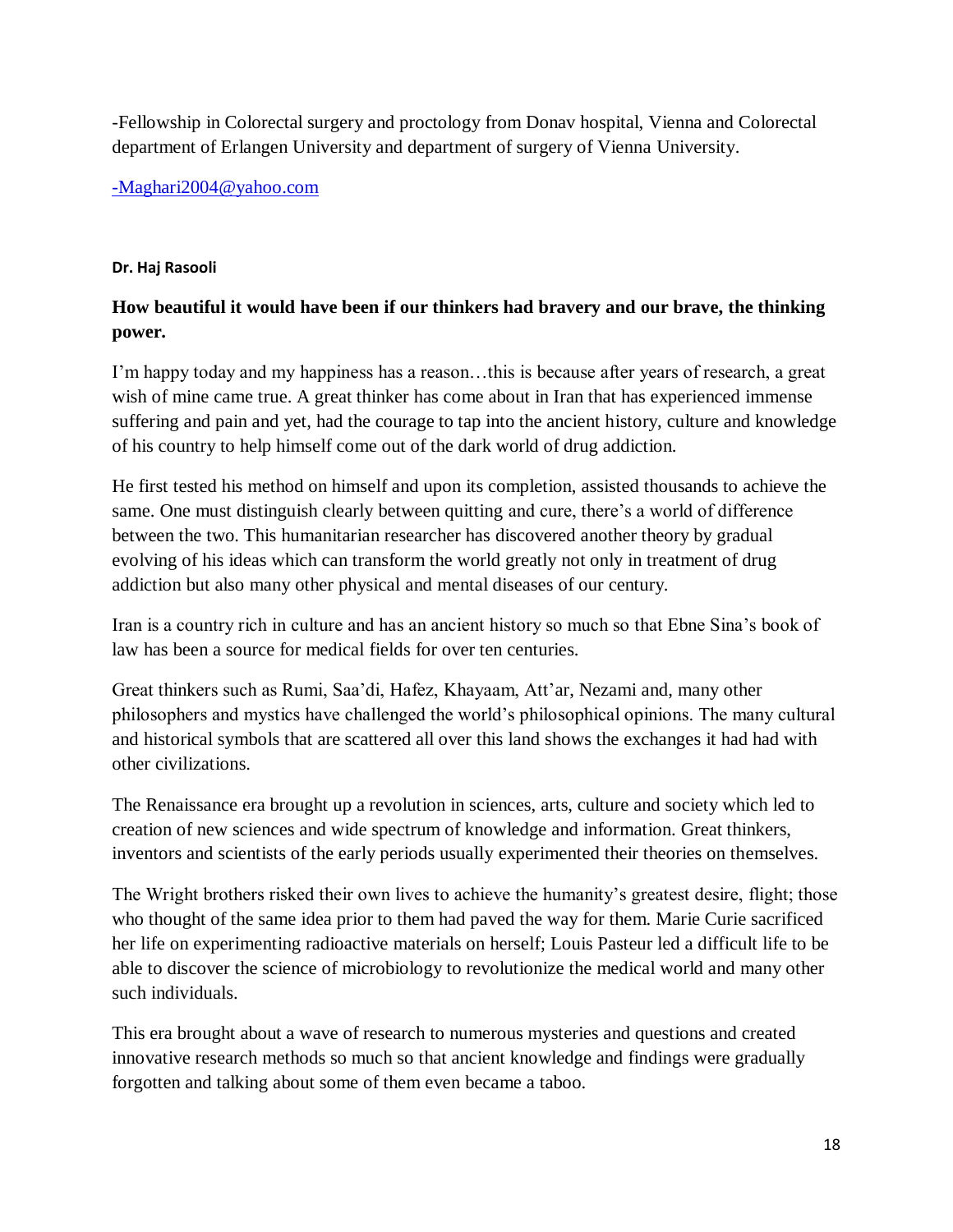-Fellowship in Colorectal surgery and proctology from Donav hospital, Vienna and Colorectal department of Erlangen University and department of surgery of Vienna University.

-Maghari2004@yahoo.com

#### Dr. Haj Rasooli

### How beautiful it would have been if our thinkers had bravery and our brave, the thinking power.

I'm happy today and my happiness has a reason…this is because after years of research, a great wish of mine came true. A great thinker has come about in Iran that has experienced immense suffering and pain and yet, had the courage to tap into the ancient history, culture and knowledge of his country to help himself come out of the dark world of drug addiction.

He first tested his method on himself and upon its completion, assisted thousands to achieve the same. One must distinguish clearly between quitting and cure, there's a world of difference between the two. This humanitarian researcher has discovered another theory by gradual evolving of his ideas which can transform the world greatly not only in treatment of drug addiction but also many other physical and mental diseases of our century.

Iran is a country rich in culture and has an ancient history so much so that Ebne Sina's book of law has been a source for medical fields for over ten centuries.

Great thinkers such as Rumi, Saa'di, Hafez, Khayaam, Att'ar, Nezami and, many other philosophers and mystics have challenged the world's philosophical opinions. The many cultural and historical symbols that are scattered all over this land shows the exchanges it had had with other civilizations.

The Renaissance era brought up a revolution in sciences, arts, culture and society which led to creation of new sciences and wide spectrum of knowledge and information. Great thinkers, inventors and scientists of the early periods usually experimented their theories on themselves.

The Wright brothers risked their own lives to achieve the humanity's greatest desire, flight; those who thought of the same idea prior to them had paved the way for them. Marie Curie sacrificed her life on experimenting radioactive materials on herself; Louis Pasteur led a difficult life to be able to discover the science of microbiology to revolutionize the medical world and many other such individuals.

This era brought about a wave of research to numerous mysteries and questions and created innovative research methods so much so that ancient knowledge and findings were gradually forgotten and talking about some of them even became a taboo.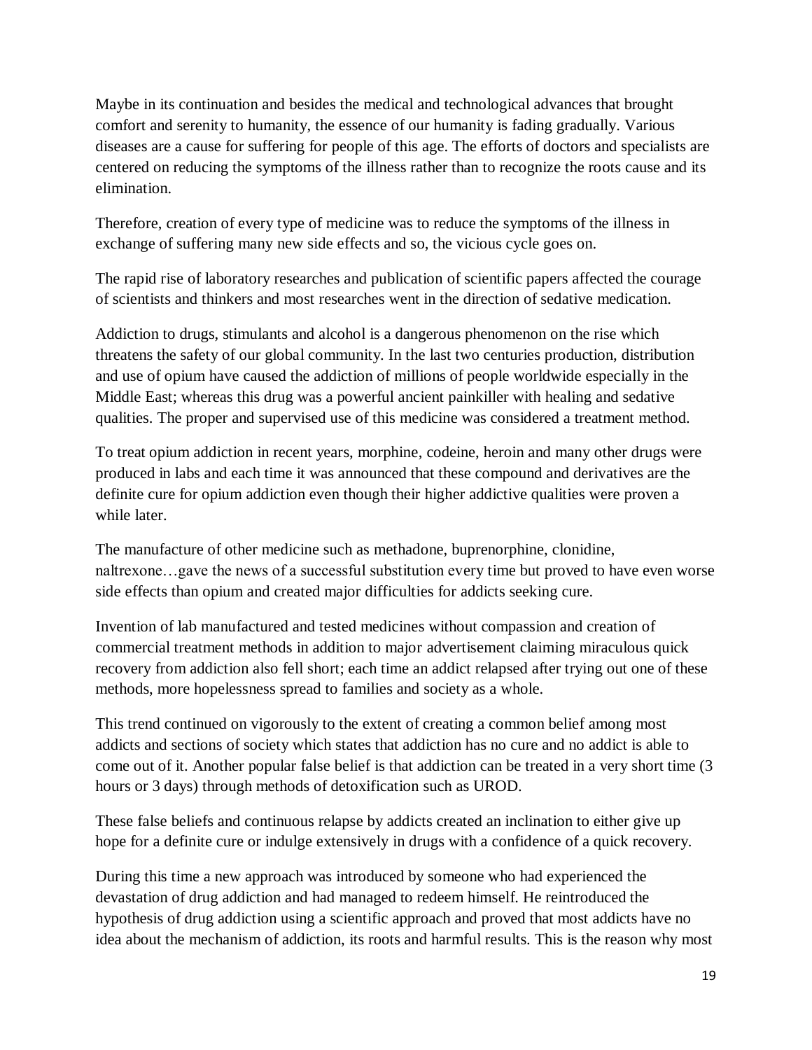Maybe in its continuation and besides the medical and technological advances that brought comfort and serenity to humanity, the essence of our humanity is fading gradually. Various diseases are a cause for suffering for people of this age. The efforts of doctors and specialists are centered on reducing the symptoms of the illness rather than to recognize the roots cause and its elimination.

Therefore, creation of every type of medicine was to reduce the symptoms of the illness in exchange of suffering many new side effects and so, the vicious cycle goes on.

The rapid rise of laboratory researches and publication of scientific papers affected the courage of scientists and thinkers and most researches went in the direction of sedative medication.

Addiction to drugs, stimulants and alcohol is a dangerous phenomenon on the rise which threatens the safety of our global community. In the last two centuries production, distribution and use of opium have caused the addiction of millions of people worldwide especially in the Middle East; whereas this drug was a powerful ancient painkiller with healing and sedative qualities. The proper and supervised use of this medicine was considered a treatment method.

To treat opium addiction in recent years, morphine, codeine, heroin and many other drugs were produced in labs and each time it was announced that these compound and derivatives are the definite cure for opium addiction even though their higher addictive qualities were proven a while later.

The manufacture of other medicine such as methadone, buprenorphine, clonidine, naltrexone…gave the news of a successful substitution every time but proved to have even worse side effects than opium and created major difficulties for addicts seeking cure.

Invention of lab manufactured and tested medicines without compassion and creation of commercial treatment methods in addition to major advertisement claiming miraculous quick recovery from addiction also fell short; each time an addict relapsed after trying out one of these methods, more hopelessness spread to families and society as a whole.

This trend continued on vigorously to the extent of creating a common belief among most addicts and sections of society which states that addiction has no cure and no addict is able to come out of it. Another popular false belief is that addiction can be treated in a very short time (3 hours or 3 days) through methods of detoxification such as UROD.

These false beliefs and continuous relapse by addicts created an inclination to either give up hope for a definite cure or indulge extensively in drugs with a confidence of a quick recovery.

During this time a new approach was introduced by someone who had experienced the devastation of drug addiction and had managed to redeem himself. He reintroduced the hypothesis of drug addiction using a scientific approach and proved that most addicts have no idea about the mechanism of addiction, its roots and harmful results. This is the reason why most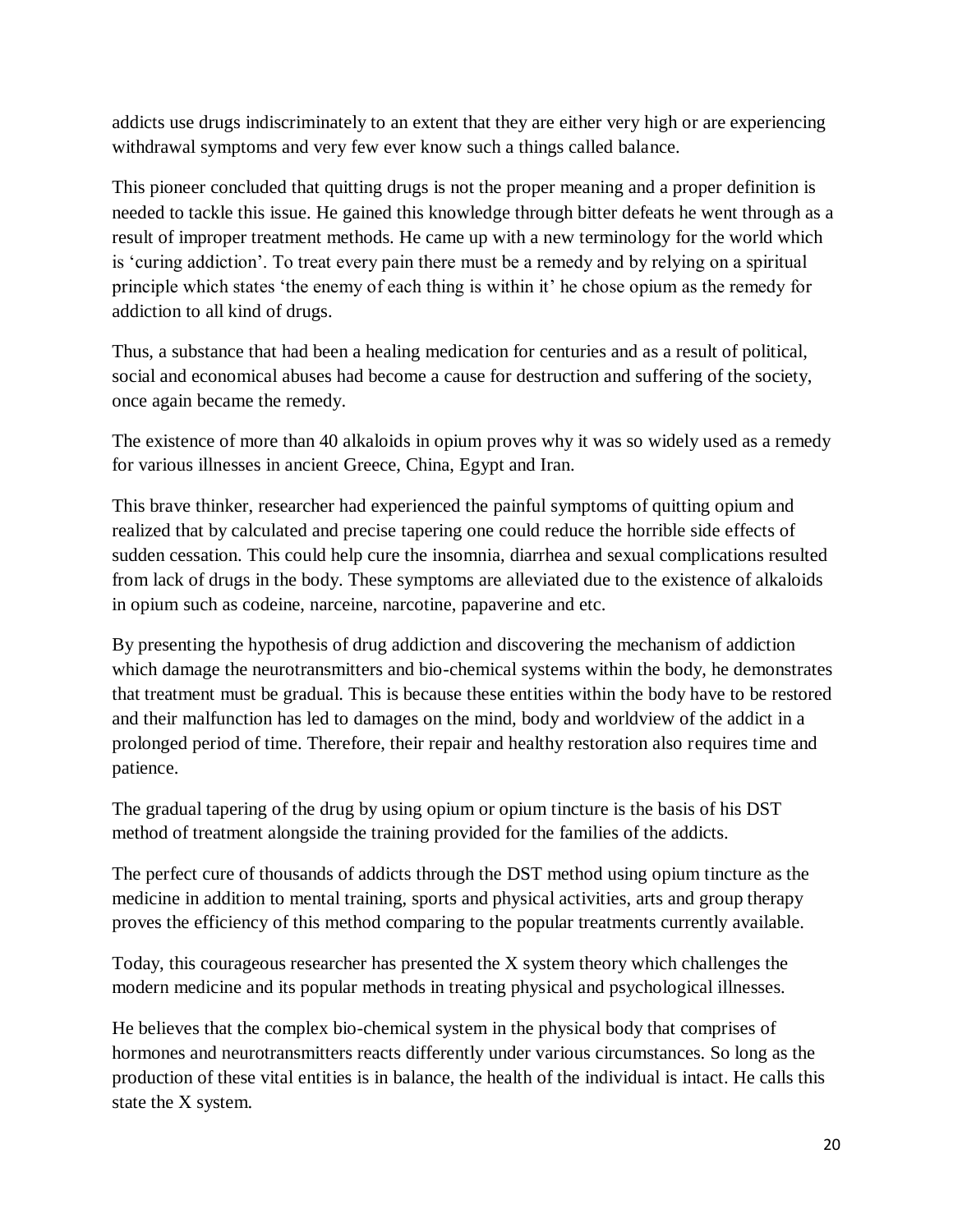addicts use drugs indiscriminately to an extent that they are either very high or are experiencing withdrawal symptoms and very few ever know such a things called balance.

This pioneer concluded that quitting drugs is not the proper meaning and a proper definition is needed to tackle this issue. He gained this knowledge through bitter defeats he went through as a result of improper treatment methods. He came up with a new terminology for the world which is 'curing addiction'. To treat every pain there must be a remedy and by relying on a spiritual principle which states 'the enemy of each thing is within it' he chose opium as the remedy for addiction to all kind of drugs.

Thus, a substance that had been a healing medication for centuries and as a result of political, social and economical abuses had become a cause for destruction and suffering of the society, once again became the remedy.

The existence of more than 40 alkaloids in opium proves why it was so widely used as a remedy for various illnesses in ancient Greece, China, Egypt and Iran.

This brave thinker, researcher had experienced the painful symptoms of quitting opium and realized that by calculated and precise tapering one could reduce the horrible side effects of sudden cessation. This could help cure the insomnia, diarrhea and sexual complications resulted from lack of drugs in the body. These symptoms are alleviated due to the existence of alkaloids in opium such as codeine, narceine, narcotine, papaverine and etc.

By presenting the hypothesis of drug addiction and discovering the mechanism of addiction which damage the neurotransmitters and bio-chemical systems within the body, he demonstrates that treatment must be gradual. This is because these entities within the body have to be restored and their malfunction has led to damages on the mind, body and worldview of the addict in a prolonged period of time. Therefore, their repair and healthy restoration also requires time and patience.

The gradual tapering of the drug by using opium or opium tincture is the basis of his DST method of treatment alongside the training provided for the families of the addicts.

The perfect cure of thousands of addicts through the DST method using opium tincture as the medicine in addition to mental training, sports and physical activities, arts and group therapy proves the efficiency of this method comparing to the popular treatments currently available.

Today, this courageous researcher has presented the X system theory which challenges the modern medicine and its popular methods in treating physical and psychological illnesses.

He believes that the complex bio-chemical system in the physical body that comprises of hormones and neurotransmitters reacts differently under various circumstances. So long as the production of these vital entities is in balance, the health of the individual is intact. He calls this state the X system.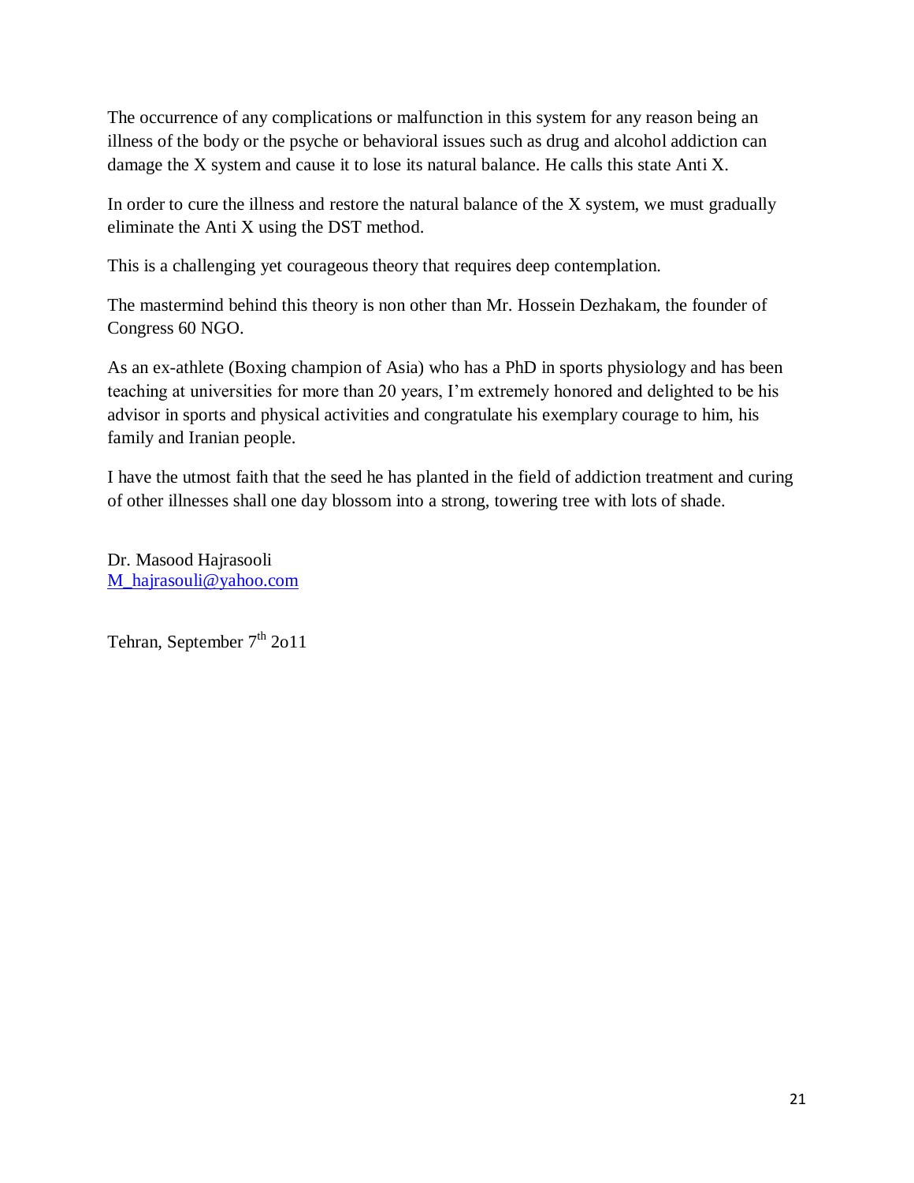The occurrence of any complications or malfunction in this system for any reason being an illness of the body or the psyche or behavioral issues such as drug and alcohol addiction can damage the X system and cause it to lose its natural balance. He calls this state Anti X.

In order to cure the illness and restore the natural balance of the X system, we must gradually eliminate the Anti X using the DST method.

This is a challenging yet courageous theory that requires deep contemplation.

The mastermind behind this theory is non other than Mr. Hossein Dezhakam, the founder of Congress 60 NGO.

As an ex-athlete (Boxing champion of Asia) who has a PhD in sports physiology and has been teaching at universities for more than 20 years, I'm extremely honored and delighted to be his advisor in sports and physical activities and congratulate his exemplary courage to him, his family and Iranian people.

I have the utmost faith that the seed he has planted in the field of addiction treatment and curing of other illnesses shall one day blossom into a strong, towering tree with lots of shade.

Dr. Masood Hajrasooli
M_hajrasouli@yahoo.com

Tehran, September 7th 2o11